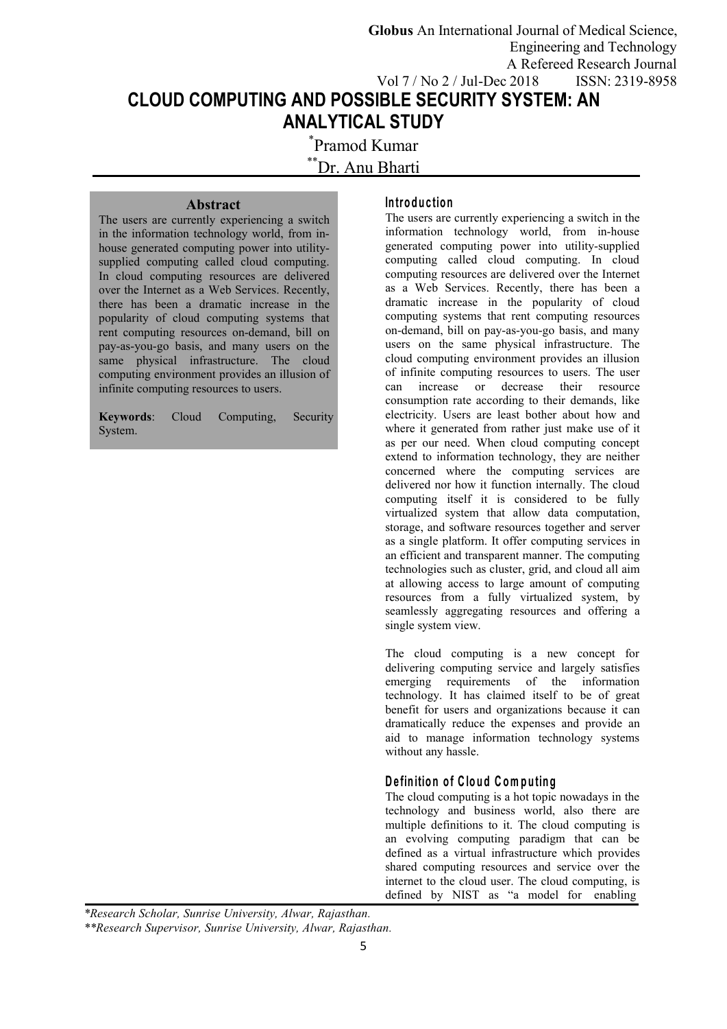# CLOUD COMPUTING AND POSSIBLE SECURITY SYSTEM: AN ANALYTICAL STUDY

[*]Pramod Kumar

[**]Dr. Anu Bharti

## Abstract

The users are currently experiencing a switch in the information technology world, from in-house generated computing power into utility-supplied computing called cloud computing. In cloud computing resources are delivered over the Internet as a Web Services. Recently, there has been a dramatic increase in the popularity of cloud computing systems that rent computing resources on-demand, bill on pay-as-you-go basis, and many users on the same physical infrastructure. The cloud computing environment provides an illusion of infinite computing resources to users.

**Keywords**: Cloud Computing, Security System.

## Introduction

The users are currently experiencing a switch in the information technology world, from in-house generated computing power into utility-supplied computing called cloud computing. In cloud computing resources are delivered over the Internet as a Web Services. Recently, there has been a dramatic increase in the popularity of cloud computing systems that rent computing resources on-demand, bill on pay-as-you-go basis, and many users on the same physical infrastructure. The cloud computing environment provides an illusion of infinite computing resources to users. The user can increase or decrease their resource consumption rate according to their demands, like electricity. Users are least bother about how and where it generated from rather just make use of it as per our need. When cloud computing concept extend to information technology, they are neither concerned where the computing services are delivered nor how it function internally. The cloud computing itself it is considered to be fully virtualized system that allow data computation, storage, and software resources together and server as a single platform. It offer computing services in an efficient and transparent manner. The computing technologies such as cluster, grid, and cloud all aim at allowing access to large amount of computing resources from a fully virtualized system, by seamlessly aggregating resources and offering a single system view.

The cloud computing is a new concept for delivering computing service and largely satisfies emerging requirements of the information technology. It has claimed itself to be of great benefit for users and organizations because it can dramatically reduce the expenses and provide an aid to manage information technology systems without any hassle.

## Definition of Cloud Computing

The cloud computing is a hot topic nowadays in the technology and business world, also there are multiple definitions to it. The cloud computing is an evolving computing paradigm that can be defined as a virtual infrastructure which provides shared computing resources and service over the internet to the cloud user. The cloud computing, is defined by NIST as "a model for enabling

*Research Scholar, Sunrise University, Alwar, Rajasthan.*

*\*\*Research Supervisor, Sunrise University, Alwar, Rajasthan.*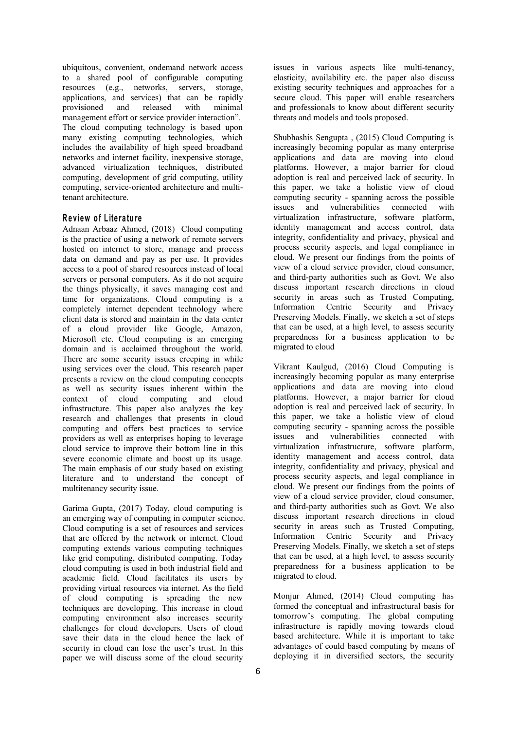ubiquitous, convenient, ondemand network access to a shared pool of configurable computing resources (e.g., networks, servers, storage, applications, and services) that can be rapidly provisioned and released with minimal management effort or service provider interaction". The cloud computing technology is based upon many existing computing technologies, which includes the availability of high speed broadband networks and internet facility, inexpensive storage, advanced virtualization techniques, distributed computing, development of grid computing, utility computing, service-oriented architecture and multi-tenant architecture.

## Review of Literature

Adnaan Arbaaz Ahmed, (2018) Cloud computing is the practice of using a network of remote servers hosted on internet to store, manage and process data on demand and pay as per use. It provides access to a pool of shared resources instead of local servers or personal computers. As it do not acquire the things physically, it saves managing cost and time for organizations. Cloud computing is a completely internet dependent technology where client data is stored and maintain in the data center of a cloud provider like Google, Amazon, Microsoft etc. Cloud computing is an emerging domain and is acclaimed throughout the world. There are some security issues creeping in while using services over the cloud. This research paper presents a review on the cloud computing concepts as well as security issues inherent within the context of cloud computing and cloud infrastructure. This paper also analyzes the key research and challenges that presents in cloud computing and offers best practices to service providers as well as enterprises hoping to leverage cloud service to improve their bottom line in this severe economic climate and boost up its usage. The main emphasis of our study based on existing literature and to understand the concept of multitenancy security issue.

Garima Gupta, (2017) Today, cloud computing is an emerging way of computing in computer science. Cloud computing is a set of resources and services that are offered by the network or internet. Cloud computing extends various computing techniques like grid computing, distributed computing. Today cloud computing is used in both industrial field and academic field. Cloud facilitates its users by providing virtual resources via internet. As the field of cloud computing is spreading the new techniques are developing. This increase in cloud computing environment also increases security challenges for cloud developers. Users of cloud save their data in the cloud hence the lack of security in cloud can lose the user's trust. In this paper we will discuss some of the cloud security issues in various aspects like multi-tenancy, elasticity, availability etc. the paper also discuss existing security techniques and approaches for a secure cloud. This paper will enable researchers and professionals to know about different security threats and models and tools proposed.

Shubhashis Sengupta , (2015) Cloud Computing is increasingly becoming popular as many enterprise applications and data are moving into cloud platforms. However, a major barrier for cloud adoption is real and perceived lack of security. In this paper, we take a holistic view of cloud computing security - spanning across the possible issues and vulnerabilities connected with virtualization infrastructure, software platform, identity management and access control, data integrity, confidentiality and privacy, physical and process security aspects, and legal compliance in cloud. We present our findings from the points of view of a cloud service provider, cloud consumer, and third-party authorities such as Govt. We also discuss important research directions in cloud security in areas such as Trusted Computing, Information Centric Security and Privacy Preserving Models. Finally, we sketch a set of steps that can be used, at a high level, to assess security preparedness for a business application to be migrated to cloud

Vikrant Kaulgud, (2016) Cloud Computing is increasingly becoming popular as many enterprise applications and data are moving into cloud platforms. However, a major barrier for cloud adoption is real and perceived lack of security. In this paper, we take a holistic view of cloud computing security - spanning across the possible issues and vulnerabilities connected with virtualization infrastructure, software platform, identity management and access control, data integrity, confidentiality and privacy, physical and process security aspects, and legal compliance in cloud. We present our findings from the points of view of a cloud service provider, cloud consumer, and third-party authorities such as Govt. We also discuss important research directions in cloud security in areas such as Trusted Computing, Information Centric Security and Privacy Preserving Models. Finally, we sketch a set of steps that can be used, at a high level, to assess security preparedness for a business application to be migrated to cloud.

Monjur Ahmed, (2014) Cloud computing has formed the conceptual and infrastructural basis for tomorrow's computing. The global computing infrastructure is rapidly moving towards cloud based architecture. While it is important to take advantages of could based computing by means of deploying it in diversified sectors, the security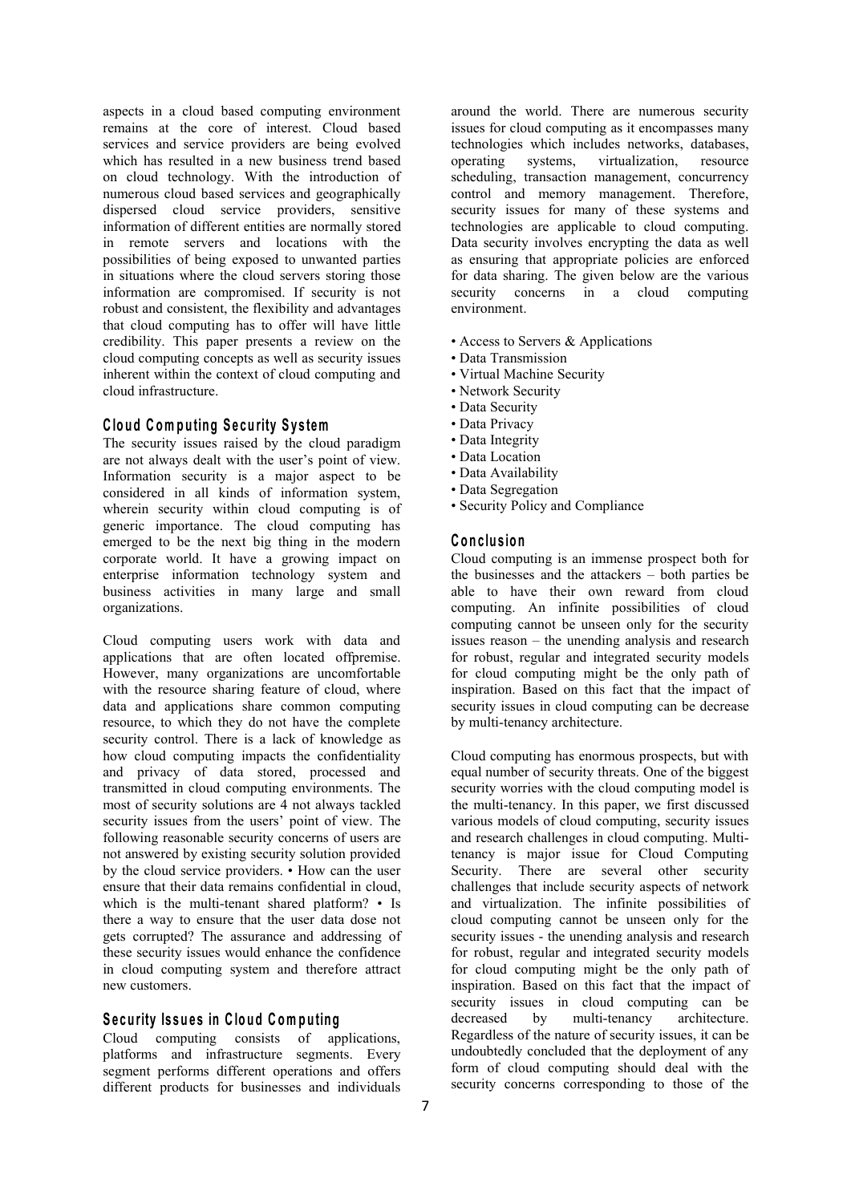aspects in a cloud based computing environment remains at the core of interest. Cloud based services and service providers are being evolved which has resulted in a new business trend based on cloud technology. With the introduction of numerous cloud based services and geographically dispersed cloud service providers, sensitive information of different entities are normally stored in remote servers and locations with the possibilities of being exposed to unwanted parties in situations where the cloud servers storing those information are compromised. If security is not robust and consistent, the flexibility and advantages that cloud computing has to offer will have little credibility. This paper presents a review on the cloud computing concepts as well as security issues inherent within the context of cloud computing and cloud infrastructure.

## Cloud Computing Security System

The security issues raised by the cloud paradigm are not always dealt with the user's point of view. Information security is a major aspect to be considered in all kinds of information system, wherein security within cloud computing is of generic importance. The cloud computing has emerged to be the next big thing in the modern corporate world. It have a growing impact on enterprise information technology system and business activities in many large and small organizations.

Cloud computing users work with data and applications that are often located offpremise. However, many organizations are uncomfortable with the resource sharing feature of cloud, where data and applications share common computing resource, to which they do not have the complete security control. There is a lack of knowledge as how cloud computing impacts the confidentiality and privacy of data stored, processed and transmitted in cloud computing environments. The most of security solutions are 4 not always tackled security issues from the users' point of view. The following reasonable security concerns of users are not answered by existing security solution provided by the cloud service providers. • How can the user ensure that their data remains confidential in cloud, which is the multi-tenant shared platform? • Is there a way to ensure that the user data dose not gets corrupted? The assurance and addressing of these security issues would enhance the confidence in cloud computing system and therefore attract new customers.

## Security Issues in Cloud Computing

Cloud computing consists of applications, platforms and infrastructure segments. Every segment performs different operations and offers different products for businesses and individuals around the world. There are numerous security issues for cloud computing as it encompasses many technologies which includes networks, databases, operating systems, virtualization, resource scheduling, transaction management, concurrency control and memory management. Therefore, security issues for many of these systems and technologies are applicable to cloud computing. Data security involves encrypting the data as well as ensuring that appropriate policies are enforced for data sharing. The given below are the various security concerns in a cloud computing environment.

- Access to Servers & Applications
- Data Transmission
- Virtual Machine Security
- Network Security
- Data Security
- Data Privacy
- Data Integrity
- Data Location
- Data Availability
- Data Segregation
- Security Policy and Compliance

## Conclusion

Cloud computing is an immense prospect both for the businesses and the attackers – both parties be able to have their own reward from cloud computing. An infinite possibilities of cloud computing cannot be unseen only for the security issues reason – the unending analysis and research for robust, regular and integrated security models for cloud computing might be the only path of inspiration. Based on this fact that the impact of security issues in cloud computing can be decrease by multi-tenancy architecture.

Cloud computing has enormous prospects, but with equal number of security threats. One of the biggest security worries with the cloud computing model is the multi-tenancy. In this paper, we first discussed various models of cloud computing, security issues and research challenges in cloud computing. Multi-tenancy is major issue for Cloud Computing Security. There are several other security challenges that include security aspects of network and virtualization. The infinite possibilities of cloud computing cannot be unseen only for the security issues - the unending analysis and research for robust, regular and integrated security models for cloud computing might be the only path of inspiration. Based on this fact that the impact of security issues in cloud computing can be decreased by multi-tenancy architecture. Regardless of the nature of security issues, it can be undoubtedly concluded that the deployment of any form of cloud computing should deal with the security concerns corresponding to those of the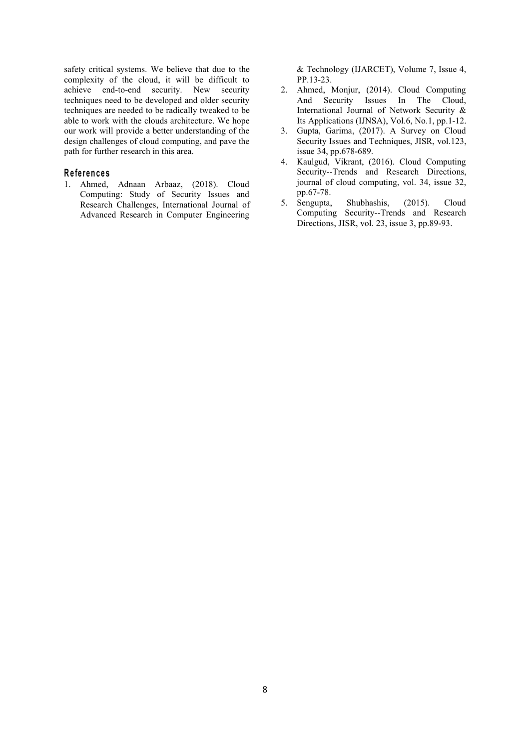safety critical systems. We believe that due to the complexity of the cloud, it will be difficult to achieve end-to-end security. New security techniques need to be developed and older security techniques are needed to be radically tweaked to be able to work with the clouds architecture. We hope our work will provide a better understanding of the design challenges of cloud computing, and pave the path for further research in this area.

## References

1. Ahmed, Adnaan Arbaaz, (2018). Cloud Computing: Study of Security Issues and Research Challenges, International Journal of Advanced Research in Computer Engineering & Technology (IJARCET), Volume 7, Issue 4, PP.13-23.
2. Ahmed, Monjur, (2014). Cloud Computing And Security Issues In The Cloud, International Journal of Network Security & Its Applications (IJNSA), Vol.6, No.1, pp.1-12.
3. Gupta, Garima, (2017). A Survey on Cloud Security Issues and Techniques, JISR, vol.123, issue 34, pp.678-689.
4. Kaulgud, Vikrant, (2016). Cloud Computing Security--Trends and Research Directions, journal of cloud computing, vol. 34, issue 32, pp.67-78.
5. Sengupta, Shubhashis, (2015). Cloud Computing Security--Trends and Research Directions, JISR, vol. 23, issue 3, pp.89-93.